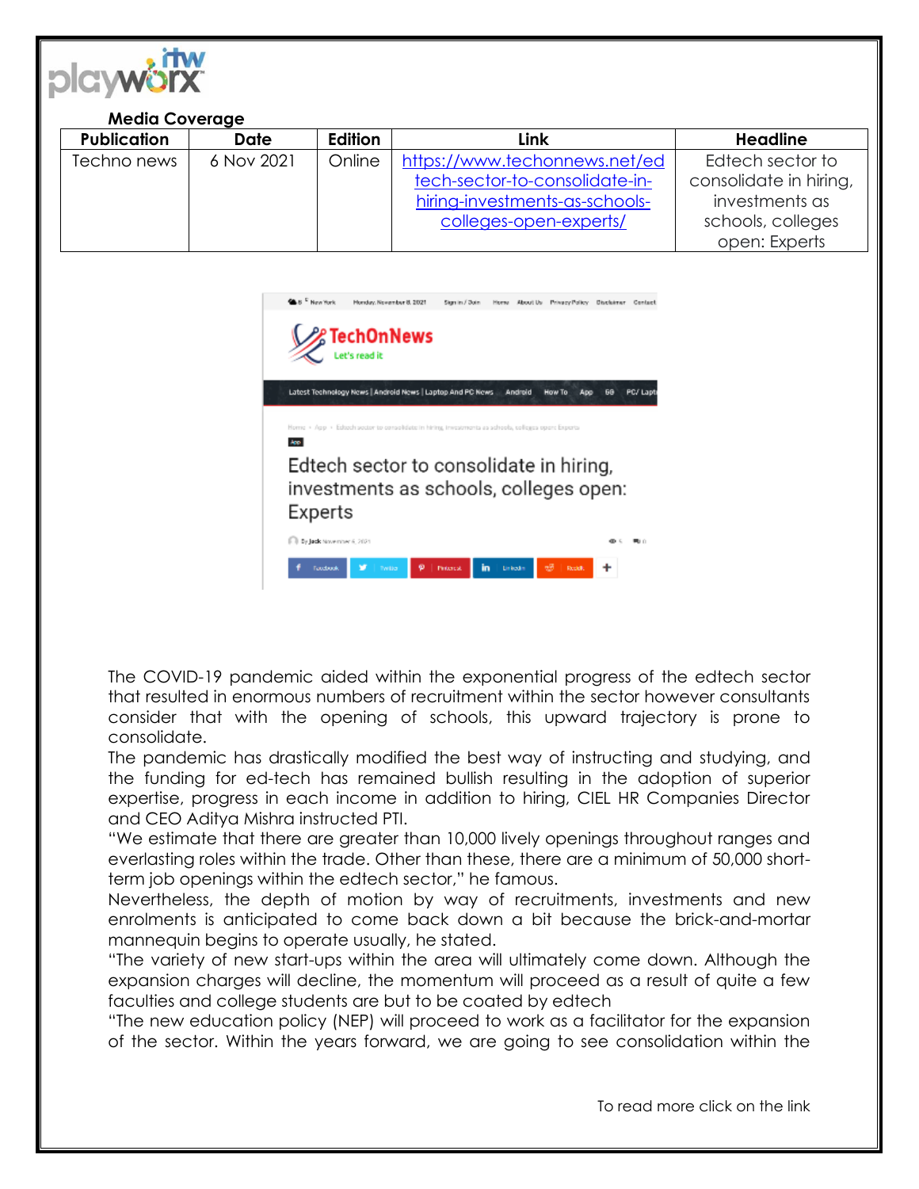**Media Coverage**

| Publication | Date | Edition | Link | Headline |
|---|---|---|---|---|
| Techno news | 6 Nov 2021 | Online | [https://www.techonnews.net/edtech-sector-to-consolidate-in-hiring-investments-as-schools-colleges-open-experts/](https://www.techonnews.net/edtech-sector-to-consolidate-in-hiring-investments-as-schools-colleges-open-experts/) | Edtech sector to consolidate in hiring, investments as schools, colleges open: Experts |

The COVID-19 pandemic aided within the exponential progress of the edtech sector that resulted in enormous numbers of recruitment within the sector however consultants consider that with the opening of schools, this upward trajectory is prone to consolidate.

The pandemic has drastically modified the best way of instructing and studying, and the funding for ed-tech has remained bullish resulting in the adoption of superior expertise, progress in each income in addition to hiring, CIEL HR Companies Director and CEO Aditya Mishra instructed PTI.

"We estimate that there are greater than 10,000 lively openings throughout ranges and everlasting roles within the trade. Other than these, there are a minimum of 50,000 short-term job openings within the edtech sector," he famous.

Nevertheless, the depth of motion by way of recruitments, investments and new enrolments is anticipated to come back down a bit because the brick-and-mortar mannequin begins to operate usually, he stated.

"The variety of new start-ups within the area will ultimately come down. Although the expansion charges will decline, the momentum will proceed as a result of quite a few faculties and college students are but to be coated by edtech

"The new education policy (NEP) will proceed to work as a facilitator for the expansion of the sector. Within the years forward, we are going to see consolidation within the

To read more click on the link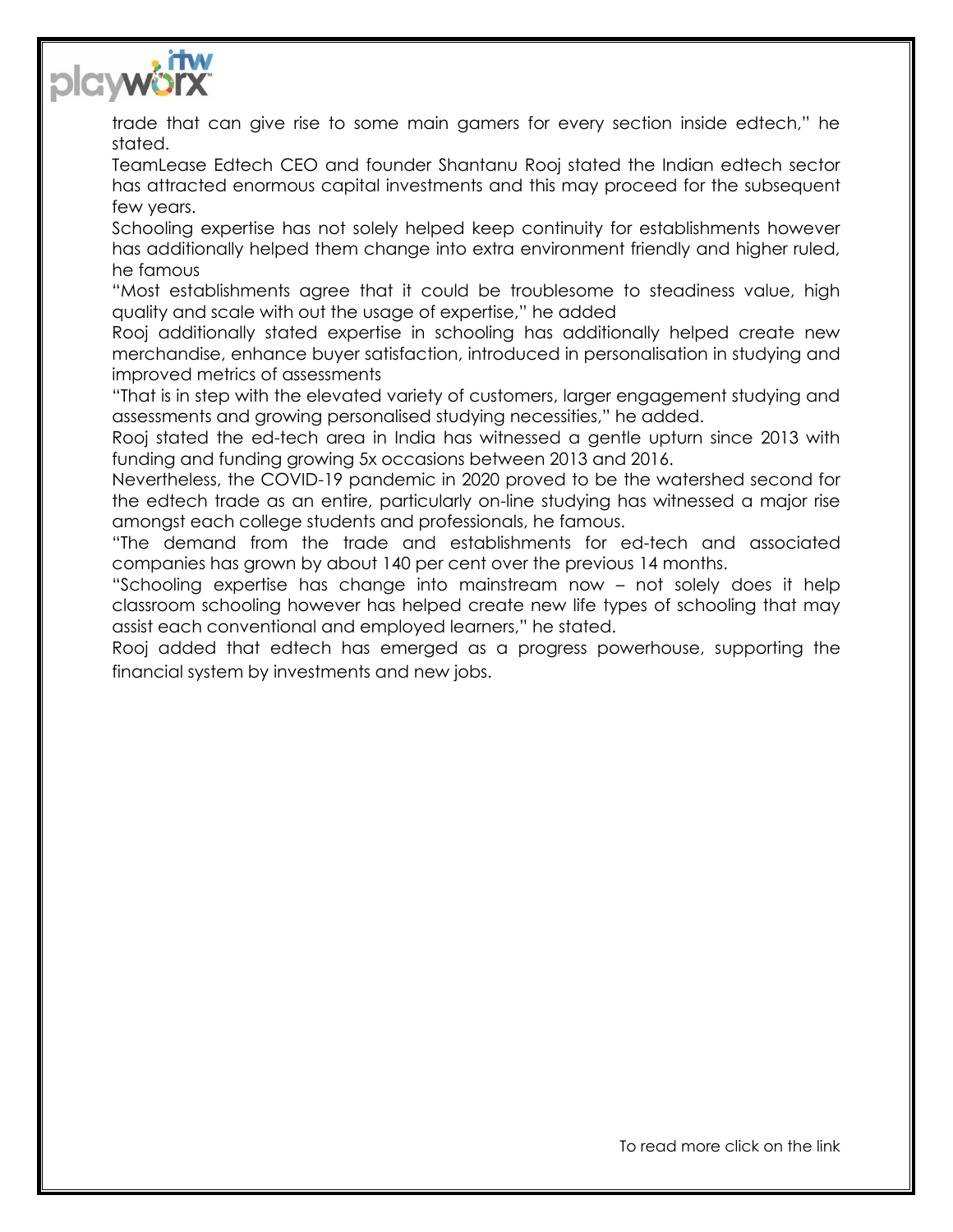trade that can give rise to some main gamers for every section inside edtech," he stated.

TeamLease Edtech CEO and founder Shantanu Rooj stated the Indian edtech sector has attracted enormous capital investments and this may proceed for the subsequent few years.

Schooling expertise has not solely helped keep continuity for establishments however has additionally helped them change into extra environment friendly and higher ruled, he famous

"Most establishments agree that it could be troublesome to steadiness value, high quality and scale with out the usage of expertise," he added

Rooj additionally stated expertise in schooling has additionally helped create new merchandise, enhance buyer satisfaction, introduced in personalisation in studying and improved metrics of assessments

"That is in step with the elevated variety of customers, larger engagement studying and assessments and growing personalised studying necessities," he added.

Rooj stated the ed-tech area in India has witnessed a gentle upturn since 2013 with funding and funding growing 5x occasions between 2013 and 2016.

Nevertheless, the COVID-19 pandemic in 2020 proved to be the watershed second for the edtech trade as an entire, particularly on-line studying has witnessed a major rise amongst each college students and professionals, he famous.

"The demand from the trade and establishments for ed-tech and associated companies has grown by about 140 per cent over the previous 14 months.

"Schooling expertise has change into mainstream now – not solely does it help classroom schooling however has helped create new life types of schooling that may assist each conventional and employed learners," he stated.

Rooj added that edtech has emerged as a progress powerhouse, supporting the financial system by investments and new jobs.

To read more click on the link